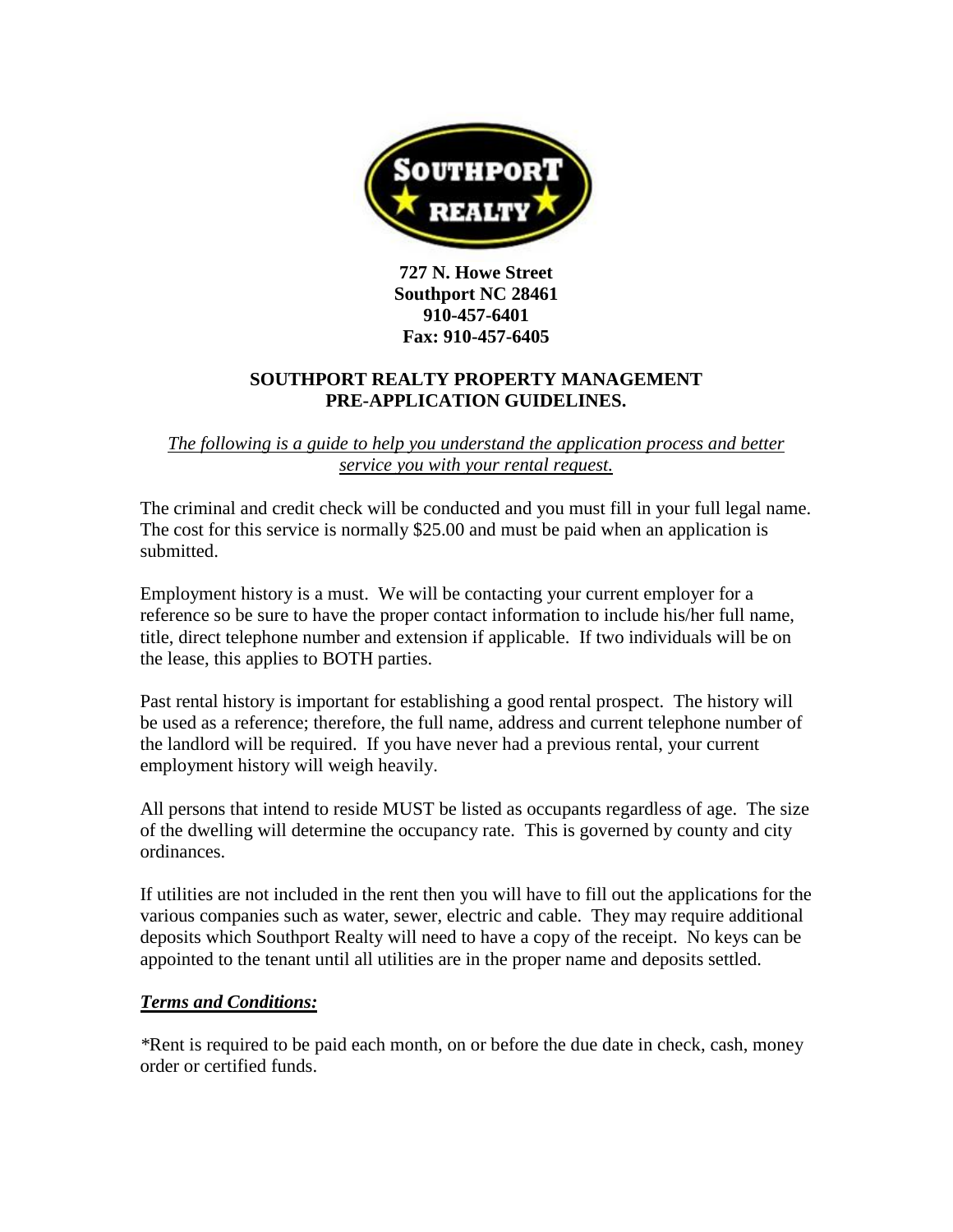**727 N. Howe Street**
**Southport NC 28461**
**910-457-6401**
**Fax: 910-457-6405**

# SOUTHPORT REALTY PROPERTY MANAGEMENT PRE-APPLICATION GUIDELINES.

*The following is a guide to help you understand the application process and better service you with your rental request.*

The criminal and credit check will be conducted and you must fill in your full legal name. The cost for this service is normally $25.00 and must be paid when an application is submitted.

Employment history is a must. We will be contacting your current employer for a reference so be sure to have the proper contact information to include his/her full name, title, direct telephone number and extension if applicable. If two individuals will be on the lease, this applies to BOTH parties.

Past rental history is important for establishing a good rental prospect. The history will be used as a reference; therefore, the full name, address and current telephone number of the landlord will be required. If you have never had a previous rental, your current employment history will weigh heavily.

All persons that intend to reside MUST be listed as occupants regardless of age. The size of the dwelling will determine the occupancy rate. This is governed by county and city ordinances.

If utilities are not included in the rent then you will have to fill out the applications for the various companies such as water, sewer, electric and cable. They may require additional deposits which Southport Realty will need to have a copy of the receipt. No keys can be appointed to the tenant until all utilities are in the proper name and deposits settled.

## *Terms and Conditions:*

*Rent is required to be paid each month, on or before the due date in check, cash, money order or certified funds.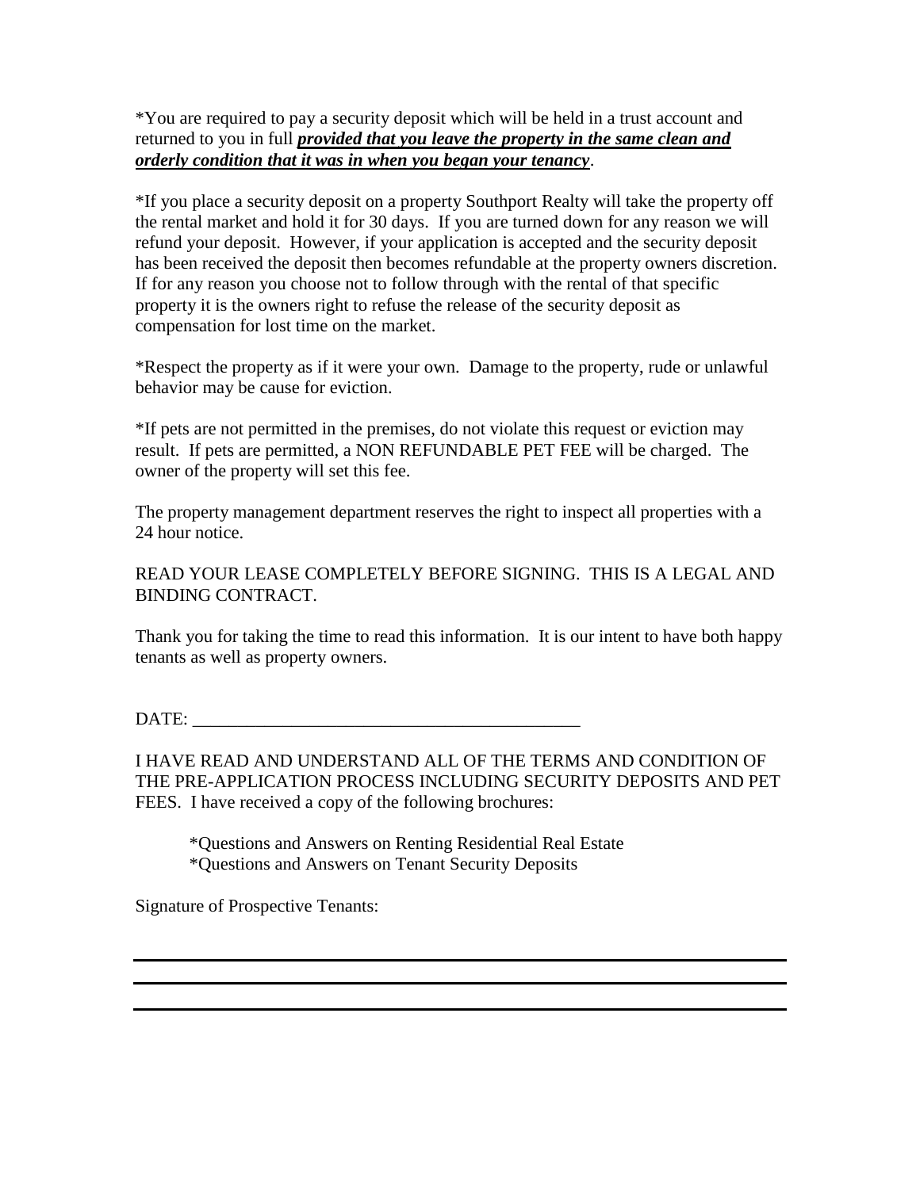*You are required to pay a security deposit which will be held in a trust account and returned to you in full ***provided that you leave the property in the same clean and orderly condition that it was in when you began your tenancy***.

*If you place a security deposit on a property Southport Realty will take the property off the rental market and hold it for 30 days. If you are turned down for any reason we will refund your deposit. However, if your application is accepted and the security deposit has been received the deposit then becomes refundable at the property owners discretion. If for any reason you choose not to follow through with the rental of that specific property it is the owners right to refuse the release of the security deposit as compensation for lost time on the market.

*Respect the property as if it were your own. Damage to the property, rude or unlawful behavior may be cause for eviction.

*If pets are not permitted in the premises, do not violate this request or eviction may result. If pets are permitted, a NON REFUNDABLE PET FEE will be charged. The owner of the property will set this fee.

The property management department reserves the right to inspect all properties with a 24 hour notice.

READ YOUR LEASE COMPLETELY BEFORE SIGNING. THIS IS A LEGAL AND BINDING CONTRACT.

Thank you for taking the time to read this information. It is our intent to have both happy tenants as well as property owners.

DATE: ___________________________________________

I HAVE READ AND UNDERSTAND ALL OF THE TERMS AND CONDITION OF THE PRE-APPLICATION PROCESS INCLUDING SECURITY DEPOSITS AND PET FEES. I have received a copy of the following brochures:

*Questions and Answers on Renting Residential Real Estate
*Questions and Answers on Tenant Security Deposits

Signature of Prospective Tenants:

___________________________________________

___________________________________________

___________________________________________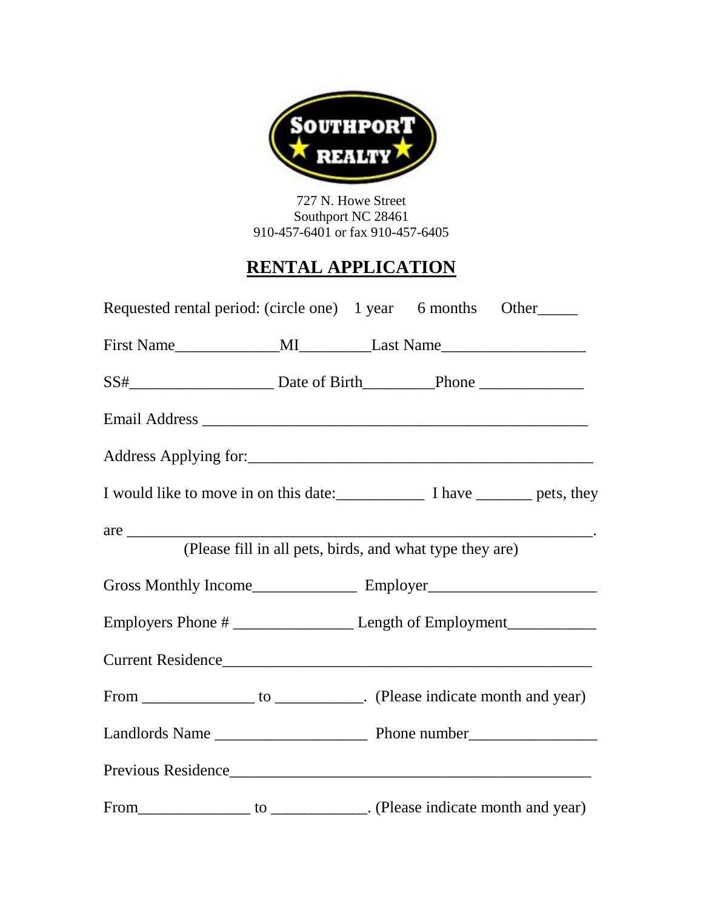**SOUTHPORT REALTY**

727 N. Howe Street
Southport NC 28461
910-457-6401 or fax 910-457-6405

# RENTAL APPLICATION

Requested rental period: (circle one)  1 year  6 months  Other_____

First Name_____________MI_________Last Name__________________

SS#__________________ Date of Birth_________Phone _____________

Email Address ________________________________________________

Address Applying for:____________________________________________

I would like to move in on this date:___________ I have _______ pets, they

are ___________________________________________________________.
(Please fill in all pets, birds, and what type they are)

Gross Monthly Income_____________ Employer_____________________

Employers Phone # _______________ Length of Employment___________

Current Residence_______________________________________________

From ______________ to ___________. (Please indicate month and year)

Landlords Name ___________________ Phone number________________

Previous Residence_______________________________________________

From______________ to ____________. (Please indicate month and year)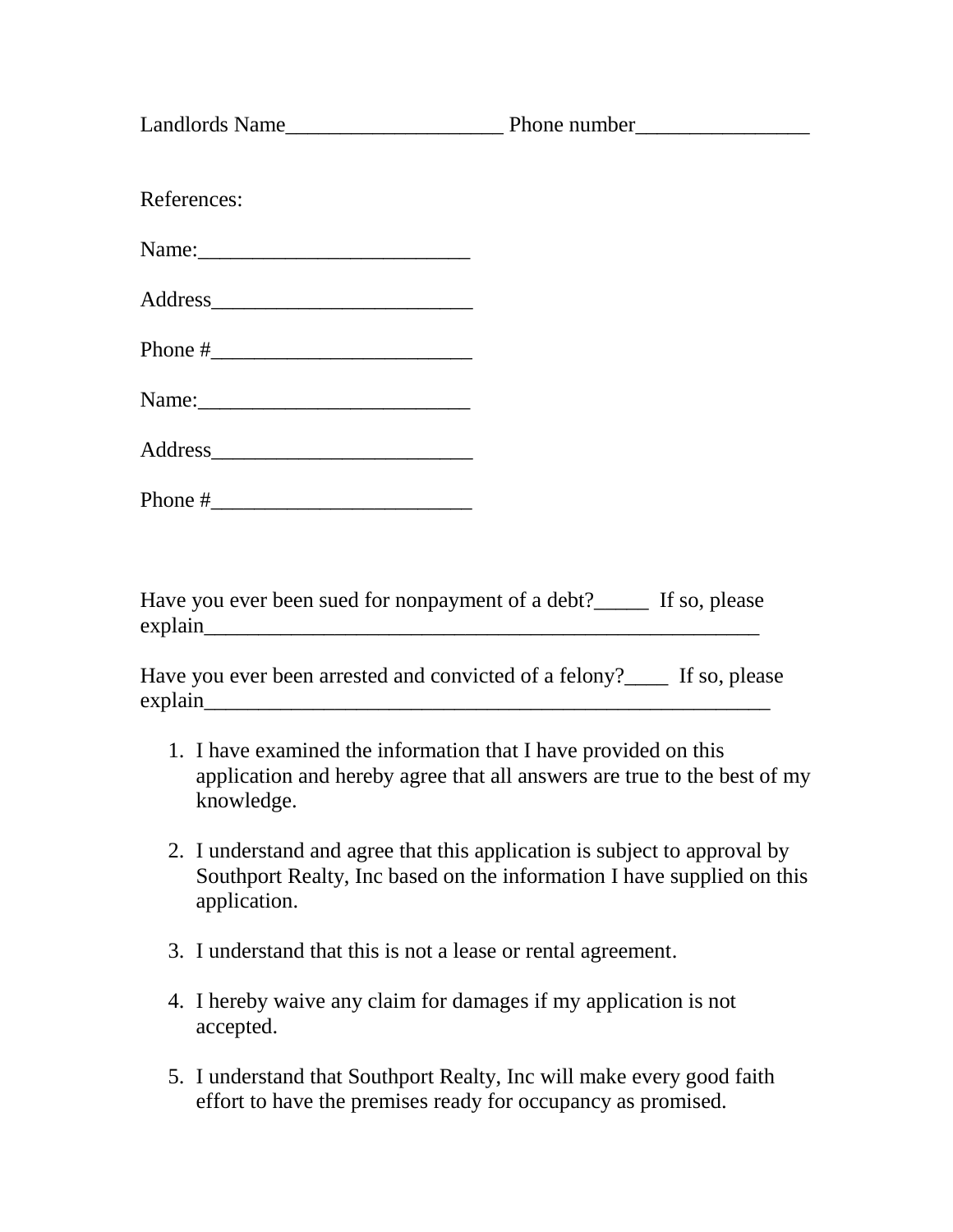Landlords Name____________________ Phone number________________

References:

Name:_________________________

Address________________________

Phone #________________________

Name:_________________________

Address________________________

Phone #________________________

Have you ever been sued for nonpayment of a debt?_____ If so, please explain_____________________________________________________

Have you ever been arrested and convicted of a felony?____ If so, please explain_____________________________________________________

1. I have examined the information that I have provided on this application and hereby agree that all answers are true to the best of my knowledge.

2. I understand and agree that this application is subject to approval by Southport Realty, Inc based on the information I have supplied on this application.

3. I understand that this is not a lease or rental agreement.

4. I hereby waive any claim for damages if my application is not accepted.

5. I understand that Southport Realty, Inc will make every good faith effort to have the premises ready for occupancy as promised.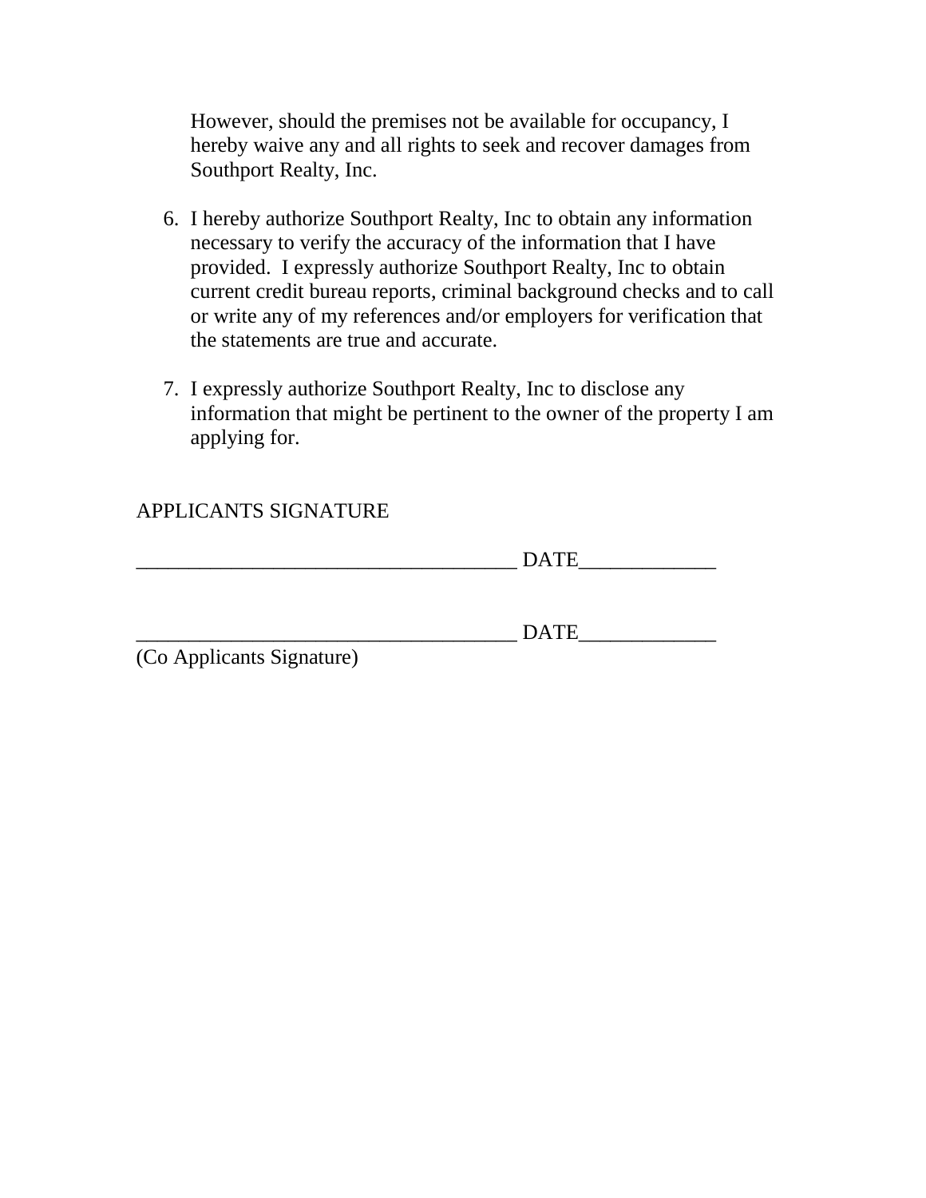However, should the premises not be available for occupancy, I hereby waive any and all rights to seek and recover damages from Southport Realty, Inc.

6. I hereby authorize Southport Realty, Inc to obtain any information necessary to verify the accuracy of the information that I have provided. I expressly authorize Southport Realty, Inc to obtain current credit bureau reports, criminal background checks and to call or write any of my references and/or employers for verification that the statements are true and accurate.

7. I expressly authorize Southport Realty, Inc to disclose any information that might be pertinent to the owner of the property I am applying for.

APPLICANTS SIGNATURE

___________________________________ DATE____________

___________________________________ DATE____________
(Co Applicants Signature)